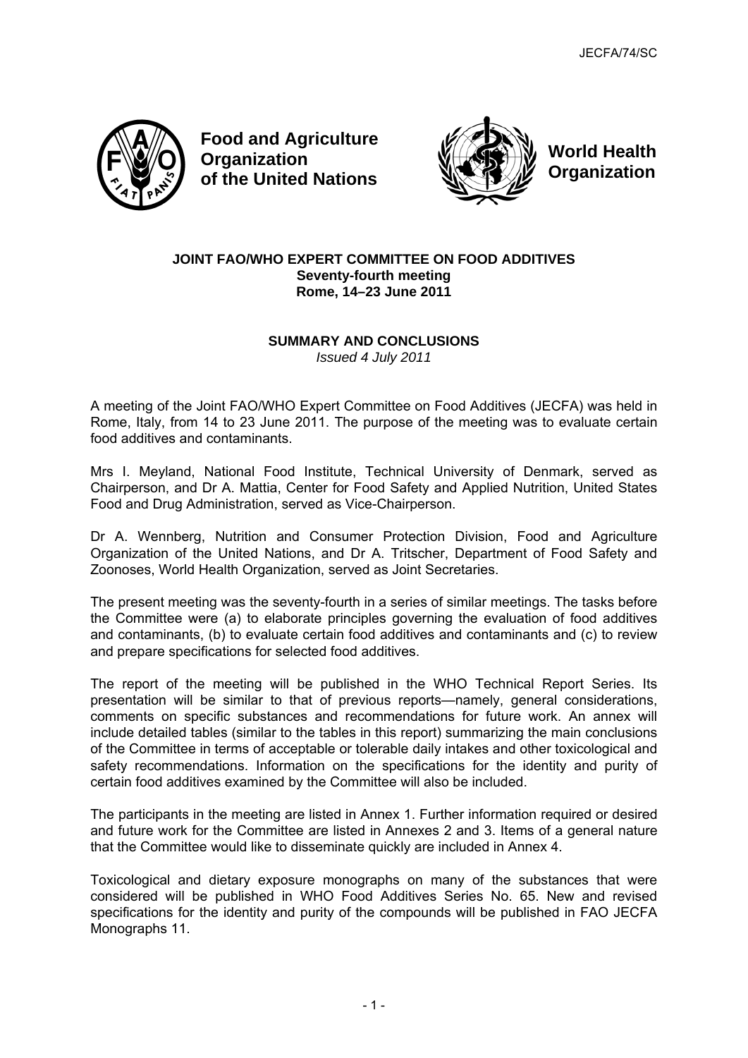JECFA/74/SC

**Food and Agriculture Organization of the United Nations**

**World Health Organization**

**JOINT FAO/WHO EXPERT COMMITTEE ON FOOD ADDITIVES**
**Seventy-fourth meeting**
**Rome, 14–23 June 2011**

**SUMMARY AND CONCLUSIONS**
*Issued 4 July 2011*

A meeting of the Joint FAO/WHO Expert Committee on Food Additives (JECFA) was held in Rome, Italy, from 14 to 23 June 2011. The purpose of the meeting was to evaluate certain food additives and contaminants.

Mrs I. Meyland, National Food Institute, Technical University of Denmark, served as Chairperson, and Dr A. Mattia, Center for Food Safety and Applied Nutrition, United States Food and Drug Administration, served as Vice-Chairperson.

Dr A. Wennberg, Nutrition and Consumer Protection Division, Food and Agriculture Organization of the United Nations, and Dr A. Tritscher, Department of Food Safety and Zoonoses, World Health Organization, served as Joint Secretaries.

The present meeting was the seventy-fourth in a series of similar meetings. The tasks before the Committee were (a) to elaborate principles governing the evaluation of food additives and contaminants, (b) to evaluate certain food additives and contaminants and (c) to review and prepare specifications for selected food additives.

The report of the meeting will be published in the WHO Technical Report Series. Its presentation will be similar to that of previous reports—namely, general considerations, comments on specific substances and recommendations for future work. An annex will include detailed tables (similar to the tables in this report) summarizing the main conclusions of the Committee in terms of acceptable or tolerable daily intakes and other toxicological and safety recommendations. Information on the specifications for the identity and purity of certain food additives examined by the Committee will also be included.

The participants in the meeting are listed in Annex 1. Further information required or desired and future work for the Committee are listed in Annexes 2 and 3. Items of a general nature that the Committee would like to disseminate quickly are included in Annex 4.

Toxicological and dietary exposure monographs on many of the substances that were considered will be published in WHO Food Additives Series No. 65. New and revised specifications for the identity and purity of the compounds will be published in FAO JECFA Monographs 11.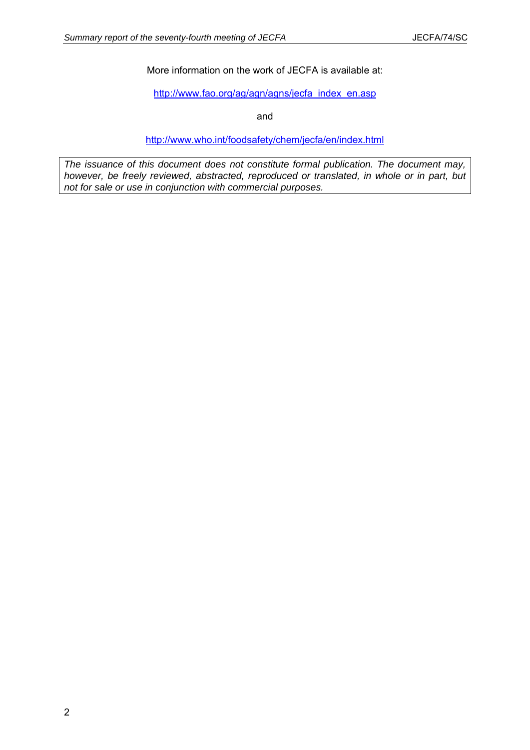More information on the work of JECFA is available at:

http://www.fao.org/ag/agn/agns/jecfa_index_en.asp

and

http://www.who.int/foodsafety/chem/jecfa/en/index.html

*The issuance of this document does not constitute formal publication. The document may, however, be freely reviewed, abstracted, reproduced or translated, in whole or in part, but not for sale or use in conjunction with commercial purposes.*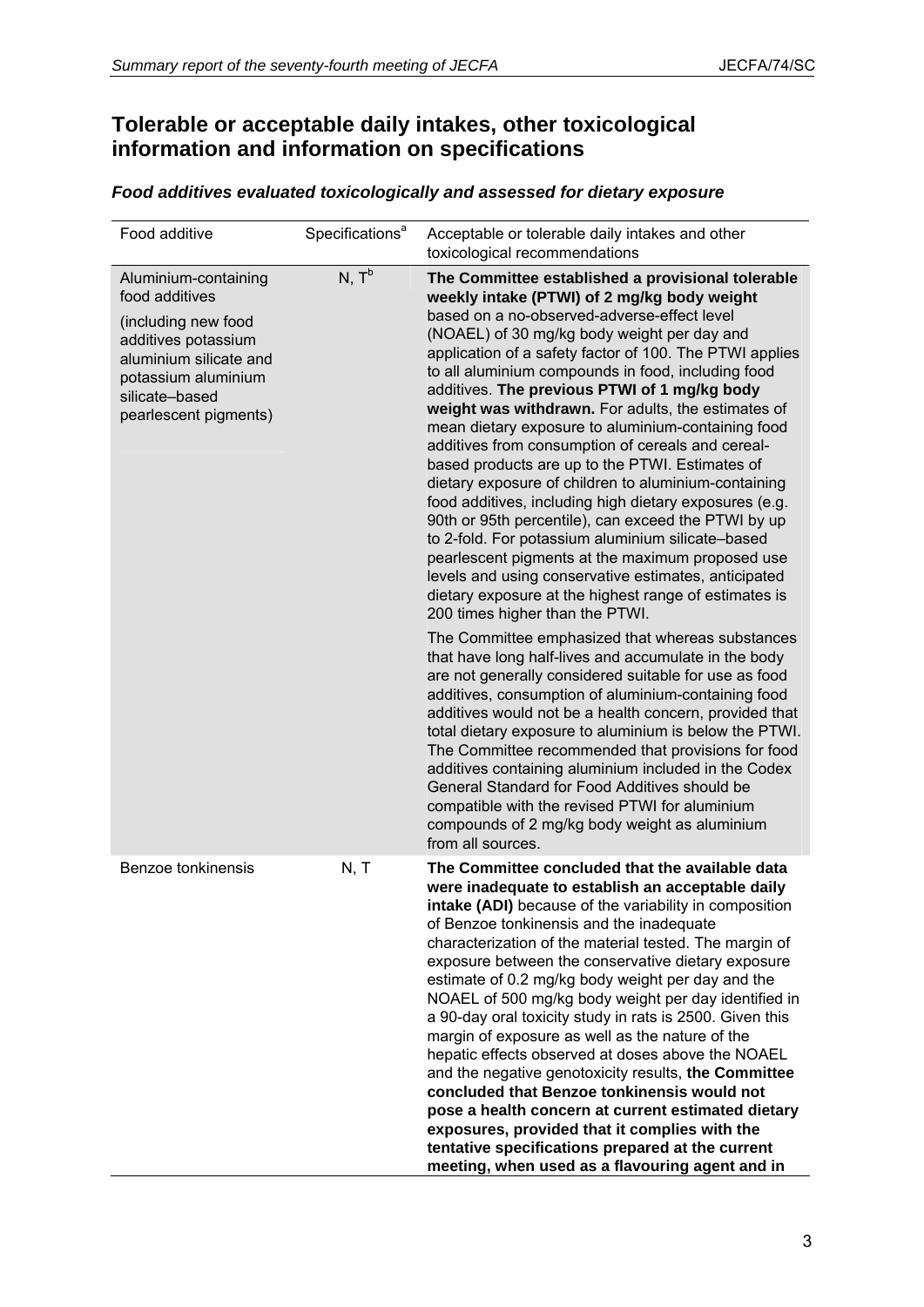## Tolerable or acceptable daily intakes, other toxicological information and information on specifications

### *Food additives evaluated toxicologically and assessed for dietary exposure*

| Food additive | Specifications[a] | Acceptable or tolerable daily intakes and other toxicological recommendations |
|---|---|---|
| Aluminium-containing food additives<br><br>(including new food additives potassium aluminium silicate and potassium aluminium silicate–based pearlescent pigments) | N, T[b] | **The Committee established a provisional tolerable weekly intake (PTWI) of 2 mg/kg body weight** based on a no-observed-adverse-effect level (NOAEL) of 30 mg/kg body weight per day and application of a safety factor of 100. The PTWI applies to all aluminium compounds in food, including food additives. **The previous PTWI of 1 mg/kg body weight was withdrawn.** For adults, the estimates of mean dietary exposure to aluminium-containing food additives from consumption of cereals and cereal-based products are up to the PTWI. Estimates of dietary exposure of children to aluminium-containing food additives, including high dietary exposures (e.g. 90th or 95th percentile), can exceed the PTWI by up to 2-fold. For potassium aluminium silicate–based pearlescent pigments at the maximum proposed use levels and using conservative estimates, anticipated dietary exposure at the highest range of estimates is 200 times higher than the PTWI.<br><br>The Committee emphasized that whereas substances that have long half-lives and accumulate in the body are not generally considered suitable for use as food additives, consumption of aluminium-containing food additives would not be a health concern, provided that total dietary exposure to aluminium is below the PTWI. The Committee recommended that provisions for food additives containing aluminium included in the Codex General Standard for Food Additives should be compatible with the revised PTWI for aluminium compounds of 2 mg/kg body weight as aluminium from all sources. |
| Benzoe tonkinensis | N, T | **The Committee concluded that the available data were inadequate to establish an acceptable daily intake (ADI)** because of the variability in composition of Benzoe tonkinensis and the inadequate characterization of the material tested. The margin of exposure between the conservative dietary exposure estimate of 0.2 mg/kg body weight per day and the NOAEL of 500 mg/kg body weight per day identified in a 90-day oral toxicity study in rats is 2500. Given this margin of exposure as well as the nature of the hepatic effects observed at doses above the NOAEL and the negative genotoxicity results, **the Committee concluded that Benzoe tonkinensis would not pose a health concern at current estimated dietary exposures, provided that it complies with the tentative specifications prepared at the current meeting, when used as a flavouring agent and in** |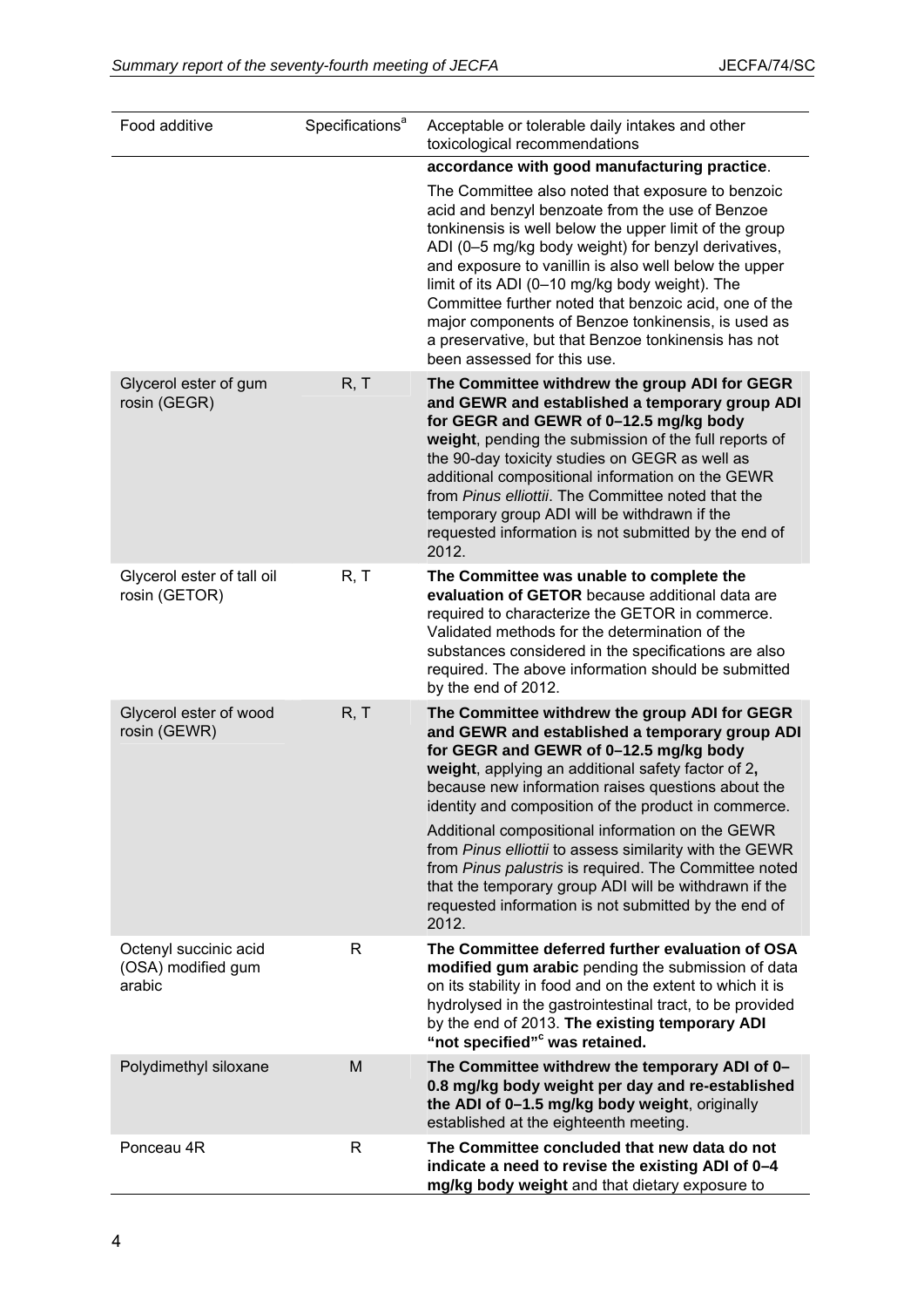| Food additive | Specifications[a] | Acceptable or tolerable daily intakes and other toxicological recommendations |
|---|---|---|
| | | **accordance with good manufacturing practice**. The Committee also noted that exposure to benzoic acid and benzyl benzoate from the use of Benzoe tonkinensis is well below the upper limit of the group ADI (0–5 mg/kg body weight) for benzyl derivatives, and exposure to vanillin is also well below the upper limit of its ADI (0–10 mg/kg body weight). The Committee further noted that benzoic acid, one of the major components of Benzoe tonkinensis, is used as a preservative, but that Benzoe tonkinensis has not been assessed for this use. |
| Glycerol ester of gum rosin (GEGR) | R, T | **The Committee withdrew the group ADI for GEGR and GEWR and established a temporary group ADI for GEGR and GEWR of 0–12.5 mg/kg body weight**, pending the submission of the full reports of the 90-day toxicity studies on GEGR as well as additional compositional information on the GEWR from *Pinus elliottii*. The Committee noted that the temporary group ADI will be withdrawn if the requested information is not submitted by the end of 2012. |
| Glycerol ester of tall oil rosin (GETOR) | R, T | **The Committee was unable to complete the evaluation of GETOR** because additional data are required to characterize the GETOR in commerce. Validated methods for the determination of the substances considered in the specifications are also required. The above information should be submitted by the end of 2012. |
| Glycerol ester of wood rosin (GEWR) | R, T | **The Committee withdrew the group ADI for GEGR and GEWR and established a temporary group ADI for GEGR and GEWR of 0–12.5 mg/kg body weight**, applying an additional safety factor of 2**,** because new information raises questions about the identity and composition of the product in commerce. Additional compositional information on the GEWR from *Pinus elliottii* to assess similarity with the GEWR from *Pinus palustris* is required. The Committee noted that the temporary group ADI will be withdrawn if the requested information is not submitted by the end of 2012. |
| Octenyl succinic acid (OSA) modified gum arabic | R | **The Committee deferred further evaluation of OSA modified gum arabic** pending the submission of data on its stability in food and on the extent to which it is hydrolysed in the gastrointestinal tract, to be provided by the end of 2013. **The existing temporary ADI "not specified"[c] was retained.** |
| Polydimethyl siloxane | M | **The Committee withdrew the temporary ADI of 0–0.8 mg/kg body weight per day and re-established the ADI of 0–1.5 mg/kg body weight**, originally established at the eighteenth meeting. |
| Ponceau 4R | R | **The Committee concluded that new data do not indicate a need to revise the existing ADI of 0–4 mg/kg body weight** and that dietary exposure to |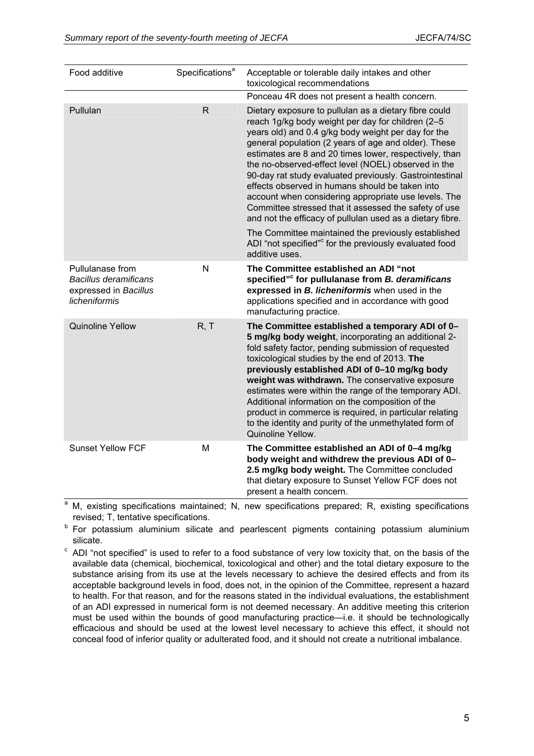| Food additive | Specifications[a] | Acceptable or tolerable daily intakes and other toxicological recommendations |
|---|---|---|
| | | Ponceau 4R does not present a health concern. |
| Pullulan | R | Dietary exposure to pullulan as a dietary fibre could reach 1g/kg body weight per day for children (2–5 years old) and 0.4 g/kg body weight per day for the general population (2 years of age and older). These estimates are 8 and 20 times lower, respectively, than the no-observed-effect level (NOEL) observed in the 90-day rat study evaluated previously. Gastrointestinal effects observed in humans should be taken into account when considering appropriate use levels. The Committee stressed that it assessed the safety of use and not the efficacy of pullulan used as a dietary fibre.<br><br>The Committee maintained the previously established ADI "not specified"[c] for the previously evaluated food additive uses. |
| Pullulanase from *Bacillus deramificans* expressed in *Bacillus licheniformis* | N | **The Committee established an ADI "not specified"[c] for pullulanase from *B. deramificans* expressed in *B. licheniformis*** when used in the applications specified and in accordance with good manufacturing practice. |
| Quinoline Yellow | R, T | **The Committee established a temporary ADI of 0–5 mg/kg body weight**, incorporating an additional 2-fold safety factor, pending submission of requested toxicological studies by the end of 2013. **The previously established ADI of 0–10 mg/kg body weight was withdrawn.** The conservative exposure estimates were within the range of the temporary ADI. Additional information on the composition of the product in commerce is required, in particular relating to the identity and purity of the unmethylated form of Quinoline Yellow. |
| Sunset Yellow FCF | M | **The Committee established an ADI of 0–4 mg/kg body weight and withdrew the previous ADI of 0–2.5 mg/kg body weight.** The Committee concluded that dietary exposure to Sunset Yellow FCF does not present a health concern. |

[a] M, existing specifications maintained; N, new specifications prepared; R, existing specifications revised; T, tentative specifications.

[b] For potassium aluminium silicate and pearlescent pigments containing potassium aluminium silicate.

[c] ADI "not specified" is used to refer to a food substance of very low toxicity that, on the basis of the available data (chemical, biochemical, toxicological and other) and the total dietary exposure to the substance arising from its use at the levels necessary to achieve the desired effects and from its acceptable background levels in food, does not, in the opinion of the Committee, represent a hazard to health. For that reason, and for the reasons stated in the individual evaluations, the establishment of an ADI expressed in numerical form is not deemed necessary. An additive meeting this criterion must be used within the bounds of good manufacturing practice—i.e. it should be technologically efficacious and should be used at the lowest level necessary to achieve this effect, it should not conceal food of inferior quality or adulterated food, and it should not create a nutritional imbalance.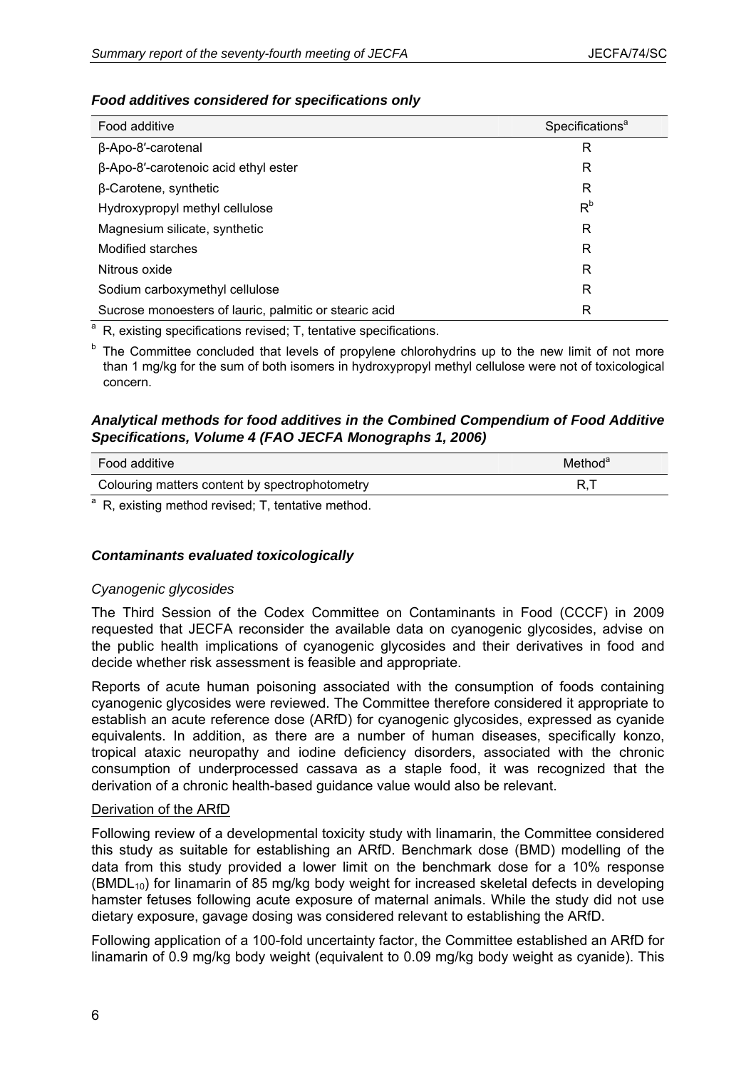### *Food additives considered for specifications only*

| Food additive | Specifications[a] |
|---|---|
| β-Apo-8′-carotenal | R |
| β-Apo-8′-carotenoic acid ethyl ester | R |
| β-Carotene, synthetic | R |
| Hydroxypropyl methyl cellulose | R[b] |
| Magnesium silicate, synthetic | R |
| Modified starches | R |
| Nitrous oxide | R |
| Sodium carboxymethyl cellulose | R |
| Sucrose monoesters of lauric, palmitic or stearic acid | R |

[a] R, existing specifications revised; T, tentative specifications.

[b] The Committee concluded that levels of propylene chlorohydrins up to the new limit of not more than 1 mg/kg for the sum of both isomers in hydroxypropyl methyl cellulose were not of toxicological concern.

### *Analytical methods for food additives in the Combined Compendium of Food Additive Specifications, Volume 4 (FAO JECFA Monographs 1, 2006)*

| Food additive | Method[a] |
|---|---|
| Colouring matters content by spectrophotometry | R,T |

[a] R, existing method revised; T, tentative method.

### *Contaminants evaluated toxicologically*

*Cyanogenic glycosides*

The Third Session of the Codex Committee on Contaminants in Food (CCCF) in 2009 requested that JECFA reconsider the available data on cyanogenic glycosides, advise on the public health implications of cyanogenic glycosides and their derivatives in food and decide whether risk assessment is feasible and appropriate.

Reports of acute human poisoning associated with the consumption of foods containing cyanogenic glycosides were reviewed. The Committee therefore considered it appropriate to establish an acute reference dose (ARfD) for cyanogenic glycosides, expressed as cyanide equivalents. In addition, as there are a number of human diseases, specifically konzo, tropical ataxic neuropathy and iodine deficiency disorders, associated with the chronic consumption of underprocessed cassava as a staple food, it was recognized that the derivation of a chronic health-based guidance value would also be relevant.

Derivation of the ARfD

Following review of a developmental toxicity study with linamarin, the Committee considered this study as suitable for establishing an ARfD. Benchmark dose (BMD) modelling of the data from this study provided a lower limit on the benchmark dose for a 10% response ($BMDL_{10}$) for linamarin of 85 mg/kg body weight for increased skeletal defects in developing hamster fetuses following acute exposure of maternal animals. While the study did not use dietary exposure, gavage dosing was considered relevant to establishing the ARfD.

Following application of a 100-fold uncertainty factor, the Committee established an ARfD for linamarin of 0.9 mg/kg body weight (equivalent to 0.09 mg/kg body weight as cyanide). This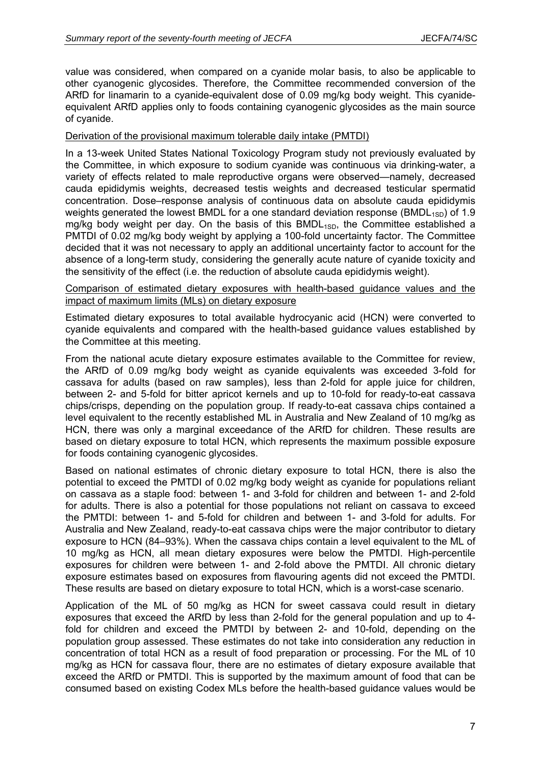value was considered, when compared on a cyanide molar basis, to also be applicable to other cyanogenic glycosides. Therefore, the Committee recommended conversion of the ARfD for linamarin to a cyanide-equivalent dose of 0.09 mg/kg body weight. This cyanide-equivalent ARfD applies only to foods containing cyanogenic glycosides as the main source of cyanide.

Derivation of the provisional maximum tolerable daily intake (PMTDI)

In a 13-week United States National Toxicology Program study not previously evaluated by the Committee, in which exposure to sodium cyanide was continuous via drinking-water, a variety of effects related to male reproductive organs were observed—namely, decreased cauda epididymis weights, decreased testis weights and decreased testicular spermatid concentration. Dose–response analysis of continuous data on absolute cauda epididymis weights generated the lowest BMDL for a one standard deviation response ($BMDL_{1SD}$) of 1.9 mg/kg body weight per day. On the basis of this $BMDL_{1SD}$, the Committee established a PMTDI of 0.02 mg/kg body weight by applying a 100-fold uncertainty factor. The Committee decided that it was not necessary to apply an additional uncertainty factor to account for the absence of a long-term study, considering the generally acute nature of cyanide toxicity and the sensitivity of the effect (i.e. the reduction of absolute cauda epididymis weight).

Comparison of estimated dietary exposures with health-based guidance values and the impact of maximum limits (MLs) on dietary exposure

Estimated dietary exposures to total available hydrocyanic acid (HCN) were converted to cyanide equivalents and compared with the health-based guidance values established by the Committee at this meeting.

From the national acute dietary exposure estimates available to the Committee for review, the ARfD of 0.09 mg/kg body weight as cyanide equivalents was exceeded 3-fold for cassava for adults (based on raw samples), less than 2-fold for apple juice for children, between 2- and 5-fold for bitter apricot kernels and up to 10-fold for ready-to-eat cassava chips/crisps, depending on the population group. If ready-to-eat cassava chips contained a level equivalent to the recently established ML in Australia and New Zealand of 10 mg/kg as HCN, there was only a marginal exceedance of the ARfD for children. These results are based on dietary exposure to total HCN, which represents the maximum possible exposure for foods containing cyanogenic glycosides.

Based on national estimates of chronic dietary exposure to total HCN, there is also the potential to exceed the PMTDI of 0.02 mg/kg body weight as cyanide for populations reliant on cassava as a staple food: between 1- and 3-fold for children and between 1- and 2-fold for adults. There is also a potential for those populations not reliant on cassava to exceed the PMTDI: between 1- and 5-fold for children and between 1- and 3-fold for adults. For Australia and New Zealand, ready-to-eat cassava chips were the major contributor to dietary exposure to HCN (84–93%). When the cassava chips contain a level equivalent to the ML of 10 mg/kg as HCN, all mean dietary exposures were below the PMTDI. High-percentile exposures for children were between 1- and 2-fold above the PMTDI. All chronic dietary exposure estimates based on exposures from flavouring agents did not exceed the PMTDI. These results are based on dietary exposure to total HCN, which is a worst-case scenario.

Application of the ML of 50 mg/kg as HCN for sweet cassava could result in dietary exposures that exceed the ARfD by less than 2-fold for the general population and up to 4-fold for children and exceed the PMTDI by between 2- and 10-fold, depending on the population group assessed. These estimates do not take into consideration any reduction in concentration of total HCN as a result of food preparation or processing. For the ML of 10 mg/kg as HCN for cassava flour, there are no estimates of dietary exposure available that exceed the ARfD or PMTDI. This is supported by the maximum amount of food that can be consumed based on existing Codex MLs before the health-based guidance values would be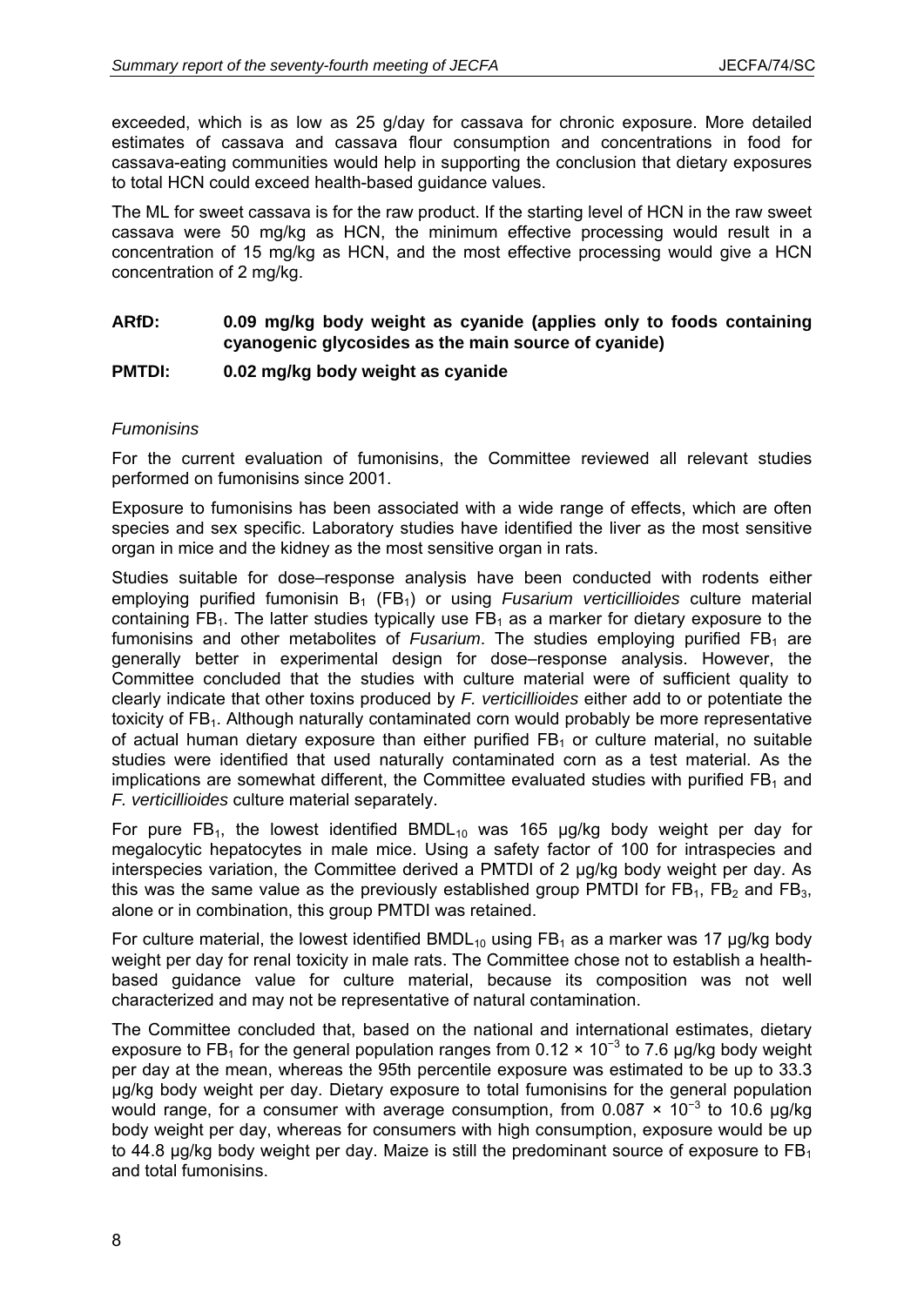exceeded, which is as low as 25 g/day for cassava for chronic exposure. More detailed estimates of cassava and cassava flour consumption and concentrations in food for cassava-eating communities would help in supporting the conclusion that dietary exposures to total HCN could exceed health-based guidance values.

The ML for sweet cassava is for the raw product. If the starting level of HCN in the raw sweet cassava were 50 mg/kg as HCN, the minimum effective processing would result in a concentration of 15 mg/kg as HCN, and the most effective processing would give a HCN concentration of 2 mg/kg.

**ARfD: 0.09 mg/kg body weight as cyanide (applies only to foods containing cyanogenic glycosides as the main source of cyanide)**

**PMTDI: 0.02 mg/kg body weight as cyanide**

*Fumonisins*

For the current evaluation of fumonisins, the Committee reviewed all relevant studies performed on fumonisins since 2001.

Exposure to fumonisins has been associated with a wide range of effects, which are often species and sex specific. Laboratory studies have identified the liver as the most sensitive organ in mice and the kidney as the most sensitive organ in rats.

Studies suitable for dose–response analysis have been conducted with rodents either employing purified fumonisin $B_1$ ($FB_1$) or using *Fusarium verticillioides* culture material containing $FB_1$. The latter studies typically use $FB_1$ as a marker for dietary exposure to the fumonisins and other metabolites of *Fusarium*. The studies employing purified $FB_1$ are generally better in experimental design for dose–response analysis. However, the Committee concluded that the studies with culture material were of sufficient quality to clearly indicate that other toxins produced by *F. verticillioides* either add to or potentiate the toxicity of $FB_1$. Although naturally contaminated corn would probably be more representative of actual human dietary exposure than either purified $FB_1$ or culture material, no suitable studies were identified that used naturally contaminated corn as a test material. As the implications are somewhat different, the Committee evaluated studies with purified $FB_1$ and *F. verticillioides* culture material separately.

For pure $FB_1$, the lowest identified $BMDL_{10}$ was 165 µg/kg body weight per day for megalocytic hepatocytes in male mice. Using a safety factor of 100 for intraspecies and interspecies variation, the Committee derived a PMTDI of 2 µg/kg body weight per day. As this was the same value as the previously established group PMTDI for $FB_1$, $FB_2$ and $FB_3$, alone or in combination, this group PMTDI was retained.

For culture material, the lowest identified $BMDL_{10}$ using $FB_1$ as a marker was 17 µg/kg body weight per day for renal toxicity in male rats. The Committee chose not to establish a health-based guidance value for culture material, because its composition was not well characterized and may not be representative of natural contamination.

The Committee concluded that, based on the national and international estimates, dietary exposure to $FB_1$ for the general population ranges from $0.12 \times 10^{-3}$ to 7.6 µg/kg body weight per day at the mean, whereas the 95th percentile exposure was estimated to be up to 33.3 µg/kg body weight per day. Dietary exposure to total fumonisins for the general population would range, for a consumer with average consumption, from $0.087 \times 10^{-3}$ to 10.6 µg/kg body weight per day, whereas for consumers with high consumption, exposure would be up to 44.8 µg/kg body weight per day. Maize is still the predominant source of exposure to $FB_1$ and total fumonisins.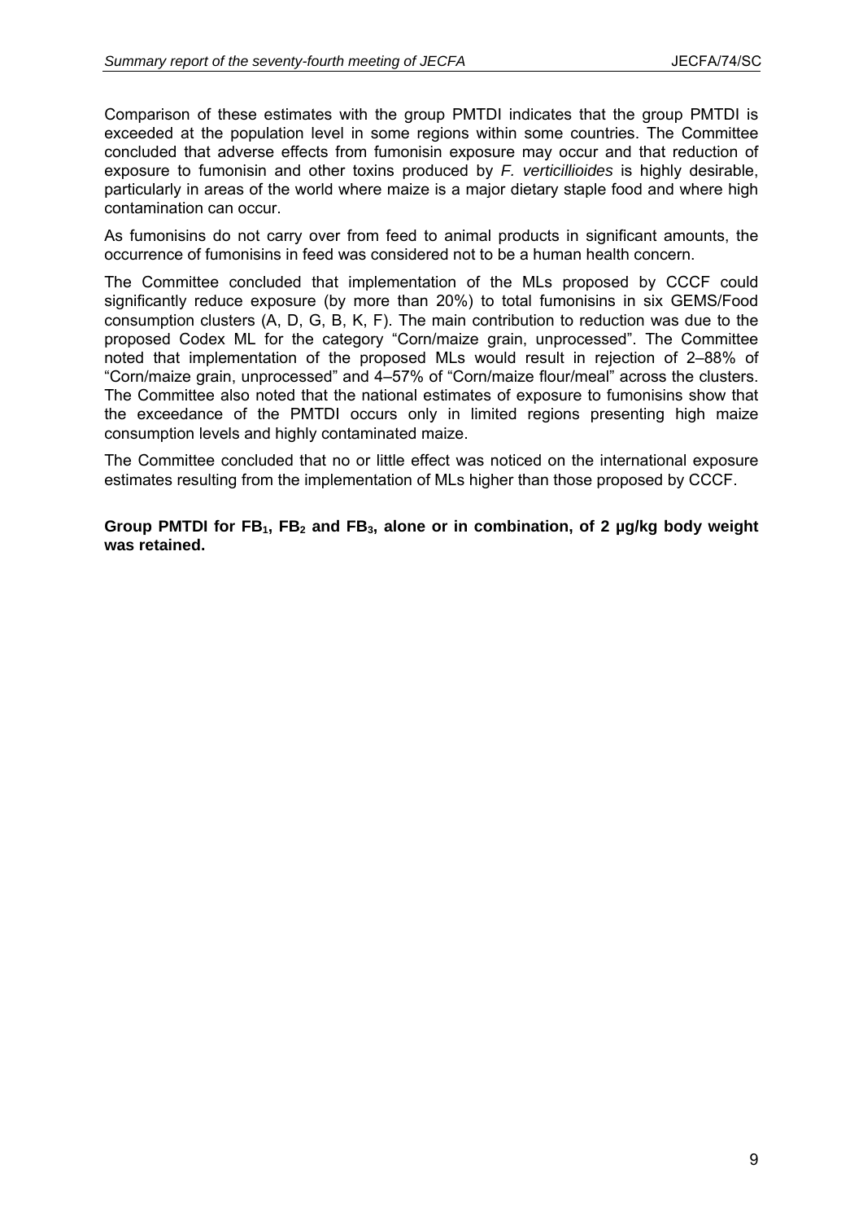Comparison of these estimates with the group PMTDI indicates that the group PMTDI is exceeded at the population level in some regions within some countries. The Committee concluded that adverse effects from fumonisin exposure may occur and that reduction of exposure to fumonisin and other toxins produced by *F. verticillioides* is highly desirable, particularly in areas of the world where maize is a major dietary staple food and where high contamination can occur.

As fumonisins do not carry over from feed to animal products in significant amounts, the occurrence of fumonisins in feed was considered not to be a human health concern.

The Committee concluded that implementation of the MLs proposed by CCCF could significantly reduce exposure (by more than 20%) to total fumonisins in six GEMS/Food consumption clusters (A, D, G, B, K, F). The main contribution to reduction was due to the proposed Codex ML for the category "Corn/maize grain, unprocessed". The Committee noted that implementation of the proposed MLs would result in rejection of 2–88% of "Corn/maize grain, unprocessed" and 4–57% of "Corn/maize flour/meal" across the clusters. The Committee also noted that the national estimates of exposure to fumonisins show that the exceedance of the PMTDI occurs only in limited regions presenting high maize consumption levels and highly contaminated maize.

The Committee concluded that no or little effect was noticed on the international exposure estimates resulting from the implementation of MLs higher than those proposed by CCCF.

**Group PMTDI for $FB_1$, $FB_2$ and $FB_3$, alone or in combination, of 2 µg/kg body weight was retained.**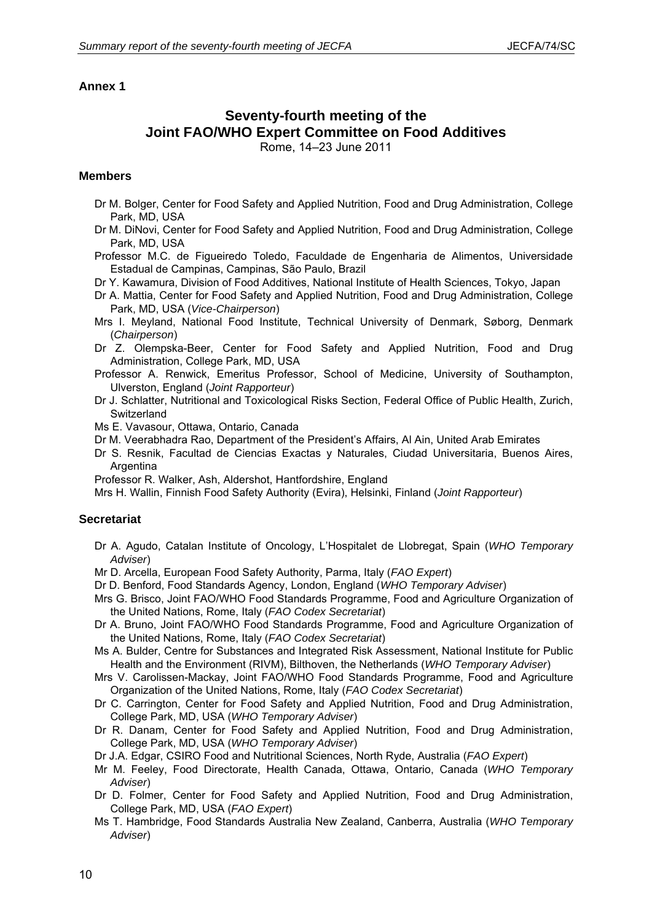**Annex 1**

# Seventy-fourth meeting of the Joint FAO/WHO Expert Committee on Food Additives

Rome, 14–23 June 2011

## Members

- Dr M. Bolger, Center for Food Safety and Applied Nutrition, Food and Drug Administration, College Park, MD, USA
- Dr M. DiNovi, Center for Food Safety and Applied Nutrition, Food and Drug Administration, College Park, MD, USA
- Professor M.C. de Figueiredo Toledo, Faculdade de Engenharia de Alimentos, Universidade Estadual de Campinas, Campinas, São Paulo, Brazil
- Dr Y. Kawamura, Division of Food Additives, National Institute of Health Sciences, Tokyo, Japan
- Dr A. Mattia, Center for Food Safety and Applied Nutrition, Food and Drug Administration, College Park, MD, USA (*Vice-Chairperson*)
- Mrs I. Meyland, National Food Institute, Technical University of Denmark, Søborg, Denmark (*Chairperson*)
- Dr Z. Olempska-Beer, Center for Food Safety and Applied Nutrition, Food and Drug Administration, College Park, MD, USA
- Professor A. Renwick, Emeritus Professor, School of Medicine, University of Southampton, Ulverston, England (*Joint Rapporteur*)
- Dr J. Schlatter, Nutritional and Toxicological Risks Section, Federal Office of Public Health, Zurich, Switzerland
- Ms E. Vavasour, Ottawa, Ontario, Canada
- Dr M. Veerabhadra Rao, Department of the President's Affairs, Al Ain, United Arab Emirates
- Dr S. Resnik, Facultad de Ciencias Exactas y Naturales, Ciudad Universitaria, Buenos Aires, Argentina
- Professor R. Walker, Ash, Aldershot, Hantfordshire, England
- Mrs H. Wallin, Finnish Food Safety Authority (Evira), Helsinki, Finland (*Joint Rapporteur*)

## Secretariat

- Dr A. Agudo, Catalan Institute of Oncology, L'Hospitalet de Llobregat, Spain (*WHO Temporary Adviser*)
- Mr D. Arcella, European Food Safety Authority, Parma, Italy (*FAO Expert*)
- Dr D. Benford, Food Standards Agency, London, England (*WHO Temporary Adviser*)
- Mrs G. Brisco, Joint FAO/WHO Food Standards Programme, Food and Agriculture Organization of the United Nations, Rome, Italy (*FAO Codex Secretariat*)
- Dr A. Bruno, Joint FAO/WHO Food Standards Programme, Food and Agriculture Organization of the United Nations, Rome, Italy (*FAO Codex Secretariat*)
- Ms A. Bulder, Centre for Substances and Integrated Risk Assessment, National Institute for Public Health and the Environment (RIVM), Bilthoven, the Netherlands (*WHO Temporary Adviser*)
- Mrs V. Carolissen-Mackay, Joint FAO/WHO Food Standards Programme, Food and Agriculture Organization of the United Nations, Rome, Italy (*FAO Codex Secretariat*)
- Dr C. Carrington, Center for Food Safety and Applied Nutrition, Food and Drug Administration, College Park, MD, USA (*WHO Temporary Adviser*)
- Dr R. Danam, Center for Food Safety and Applied Nutrition, Food and Drug Administration, College Park, MD, USA (*WHO Temporary Adviser*)
- Dr J.A. Edgar, CSIRO Food and Nutritional Sciences, North Ryde, Australia (*FAO Expert*)
- Mr M. Feeley, Food Directorate, Health Canada, Ottawa, Ontario, Canada (*WHO Temporary Adviser*)
- Dr D. Folmer, Center for Food Safety and Applied Nutrition, Food and Drug Administration, College Park, MD, USA (*FAO Expert*)
- Ms T. Hambridge, Food Standards Australia New Zealand, Canberra, Australia (*WHO Temporary Adviser*)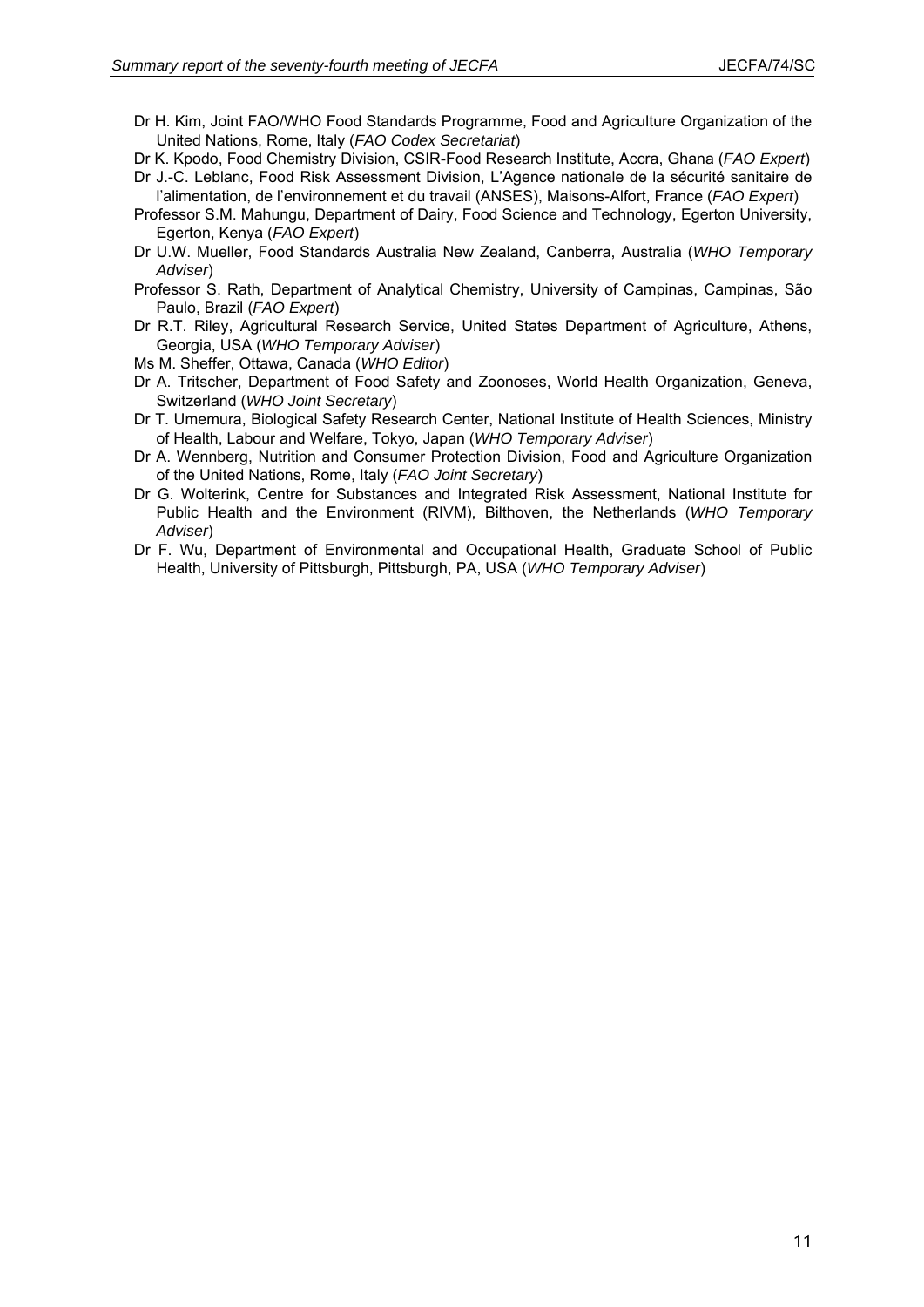Dr H. Kim, Joint FAO/WHO Food Standards Programme, Food and Agriculture Organization of the United Nations, Rome, Italy (*FAO Codex Secretariat*)

Dr K. Kpodo, Food Chemistry Division, CSIR-Food Research Institute, Accra, Ghana (*FAO Expert*)

Dr J.-C. Leblanc, Food Risk Assessment Division, L'Agence nationale de la sécurité sanitaire de l'alimentation, de l'environnement et du travail (ANSES), Maisons-Alfort, France (*FAO Expert*)

Professor S.M. Mahungu, Department of Dairy, Food Science and Technology, Egerton University, Egerton, Kenya (*FAO Expert*)

Dr U.W. Mueller, Food Standards Australia New Zealand, Canberra, Australia (*WHO Temporary Adviser*)

Professor S. Rath, Department of Analytical Chemistry, University of Campinas, Campinas, São Paulo, Brazil (*FAO Expert*)

Dr R.T. Riley, Agricultural Research Service, United States Department of Agriculture, Athens, Georgia, USA (*WHO Temporary Adviser*)

Ms M. Sheffer, Ottawa, Canada (*WHO Editor*)

Dr A. Tritscher, Department of Food Safety and Zoonoses, World Health Organization, Geneva, Switzerland (*WHO Joint Secretary*)

Dr T. Umemura, Biological Safety Research Center, National Institute of Health Sciences, Ministry of Health, Labour and Welfare, Tokyo, Japan (*WHO Temporary Adviser*)

Dr A. Wennberg, Nutrition and Consumer Protection Division, Food and Agriculture Organization of the United Nations, Rome, Italy (*FAO Joint Secretary*)

Dr G. Wolterink, Centre for Substances and Integrated Risk Assessment, National Institute for Public Health and the Environment (RIVM), Bilthoven, the Netherlands (*WHO Temporary Adviser*)

Dr F. Wu, Department of Environmental and Occupational Health, Graduate School of Public Health, University of Pittsburgh, Pittsburgh, PA, USA (*WHO Temporary Adviser*)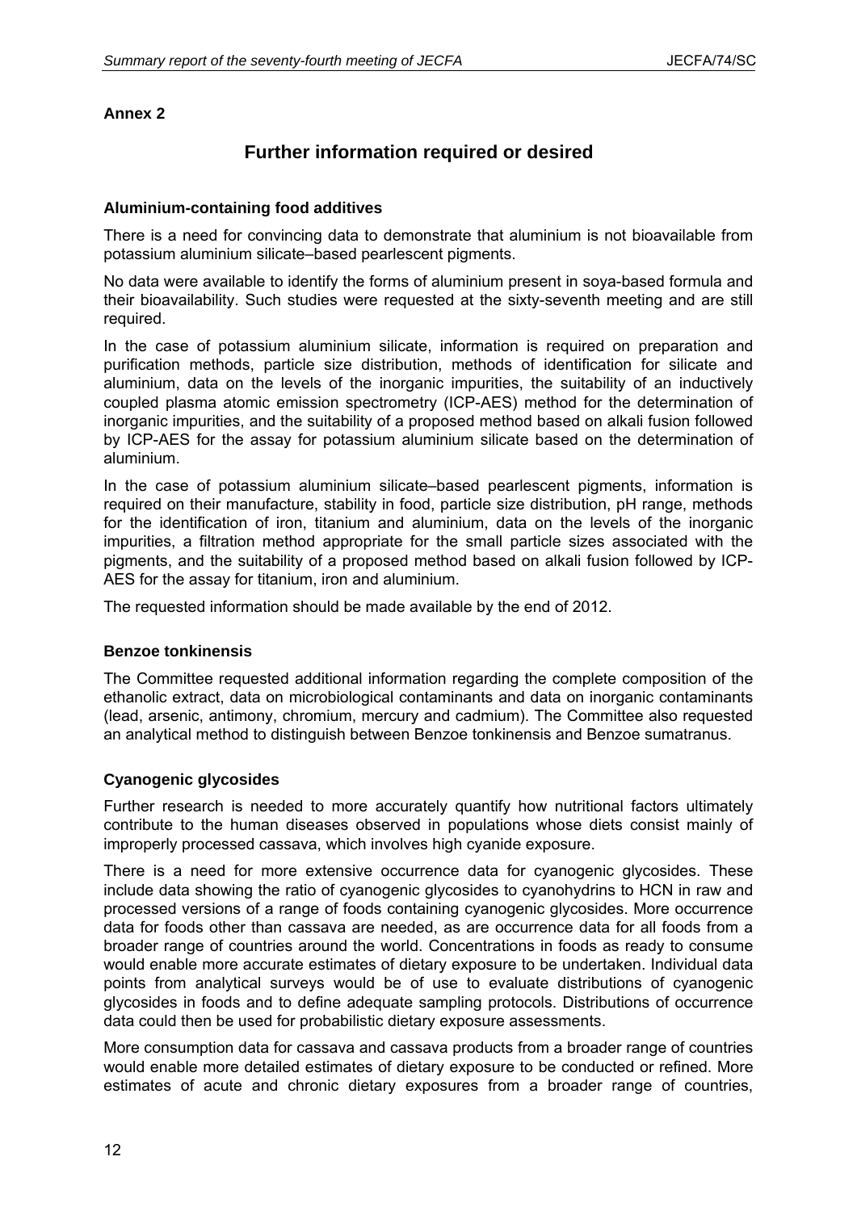## Annex 2

# Further information required or desired

### Aluminium-containing food additives

There is a need for convincing data to demonstrate that aluminium is not bioavailable from potassium aluminium silicate–based pearlescent pigments.

No data were available to identify the forms of aluminium present in soya-based formula and their bioavailability. Such studies were requested at the sixty-seventh meeting and are still required.

In the case of potassium aluminium silicate, information is required on preparation and purification methods, particle size distribution, methods of identification for silicate and aluminium, data on the levels of the inorganic impurities, the suitability of an inductively coupled plasma atomic emission spectrometry (ICP-AES) method for the determination of inorganic impurities, and the suitability of a proposed method based on alkali fusion followed by ICP-AES for the assay for potassium aluminium silicate based on the determination of aluminium.

In the case of potassium aluminium silicate–based pearlescent pigments, information is required on their manufacture, stability in food, particle size distribution, pH range, methods for the identification of iron, titanium and aluminium, data on the levels of the inorganic impurities, a filtration method appropriate for the small particle sizes associated with the pigments, and the suitability of a proposed method based on alkali fusion followed by ICP-AES for the assay for titanium, iron and aluminium.

The requested information should be made available by the end of 2012.

### Benzoe tonkinensis

The Committee requested additional information regarding the complete composition of the ethanolic extract, data on microbiological contaminants and data on inorganic contaminants (lead, arsenic, antimony, chromium, mercury and cadmium). The Committee also requested an analytical method to distinguish between Benzoe tonkinensis and Benzoe sumatranus.

### Cyanogenic glycosides

Further research is needed to more accurately quantify how nutritional factors ultimately contribute to the human diseases observed in populations whose diets consist mainly of improperly processed cassava, which involves high cyanide exposure.

There is a need for more extensive occurrence data for cyanogenic glycosides. These include data showing the ratio of cyanogenic glycosides to cyanohydrins to HCN in raw and processed versions of a range of foods containing cyanogenic glycosides. More occurrence data for foods other than cassava are needed, as are occurrence data for all foods from a broader range of countries around the world. Concentrations in foods as ready to consume would enable more accurate estimates of dietary exposure to be undertaken. Individual data points from analytical surveys would be of use to evaluate distributions of cyanogenic glycosides in foods and to define adequate sampling protocols. Distributions of occurrence data could then be used for probabilistic dietary exposure assessments.

More consumption data for cassava and cassava products from a broader range of countries would enable more detailed estimates of dietary exposure to be conducted or refined. More estimates of acute and chronic dietary exposures from a broader range of countries,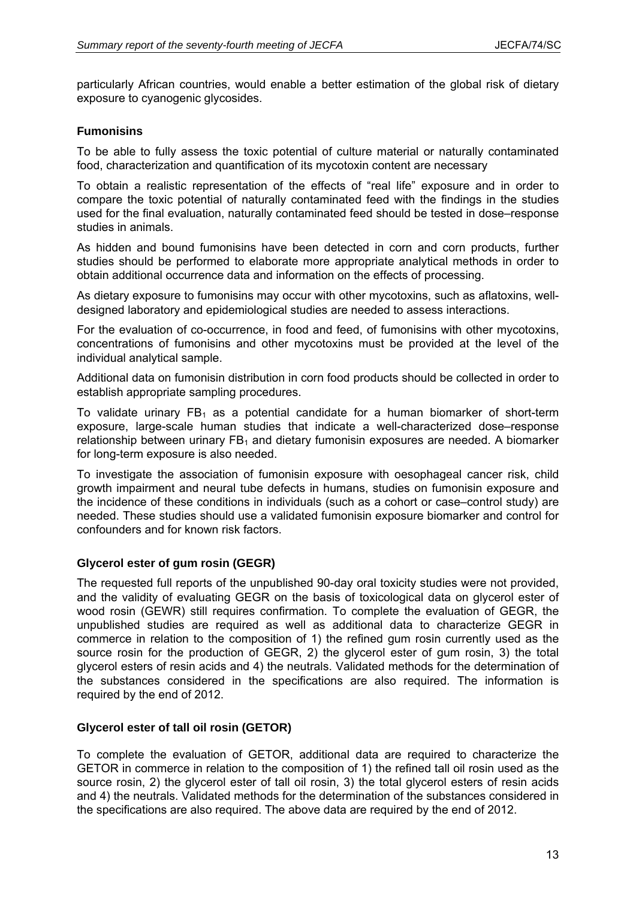particularly African countries, would enable a better estimation of the global risk of dietary exposure to cyanogenic glycosides.

### Fumonisins

To be able to fully assess the toxic potential of culture material or naturally contaminated food, characterization and quantification of its mycotoxin content are necessary

To obtain a realistic representation of the effects of "real life" exposure and in order to compare the toxic potential of naturally contaminated feed with the findings in the studies used for the final evaluation, naturally contaminated feed should be tested in dose–response studies in animals.

As hidden and bound fumonisins have been detected in corn and corn products, further studies should be performed to elaborate more appropriate analytical methods in order to obtain additional occurrence data and information on the effects of processing.

As dietary exposure to fumonisins may occur with other mycotoxins, such as aflatoxins, well-designed laboratory and epidemiological studies are needed to assess interactions.

For the evaluation of co-occurrence, in food and feed, of fumonisins with other mycotoxins, concentrations of fumonisins and other mycotoxins must be provided at the level of the individual analytical sample.

Additional data on fumonisin distribution in corn food products should be collected in order to establish appropriate sampling procedures.

To validate urinary $FB_1$ as a potential candidate for a human biomarker of short-term exposure, large-scale human studies that indicate a well-characterized dose–response relationship between urinary $FB_1$ and dietary fumonisin exposures are needed. A biomarker for long-term exposure is also needed.

To investigate the association of fumonisin exposure with oesophageal cancer risk, child growth impairment and neural tube defects in humans, studies on fumonisin exposure and the incidence of these conditions in individuals (such as a cohort or case–control study) are needed. These studies should use a validated fumonisin exposure biomarker and control for confounders and for known risk factors.

### Glycerol ester of gum rosin (GEGR)

The requested full reports of the unpublished 90-day oral toxicity studies were not provided, and the validity of evaluating GEGR on the basis of toxicological data on glycerol ester of wood rosin (GEWR) still requires confirmation. To complete the evaluation of GEGR, the unpublished studies are required as well as additional data to characterize GEGR in commerce in relation to the composition of 1) the refined gum rosin currently used as the source rosin for the production of GEGR, 2) the glycerol ester of gum rosin, 3) the total glycerol esters of resin acids and 4) the neutrals. Validated methods for the determination of the substances considered in the specifications are also required. The information is required by the end of 2012.

### Glycerol ester of tall oil rosin (GETOR)

To complete the evaluation of GETOR, additional data are required to characterize the GETOR in commerce in relation to the composition of 1) the refined tall oil rosin used as the source rosin, 2) the glycerol ester of tall oil rosin, 3) the total glycerol esters of resin acids and 4) the neutrals. Validated methods for the determination of the substances considered in the specifications are also required. The above data are required by the end of 2012.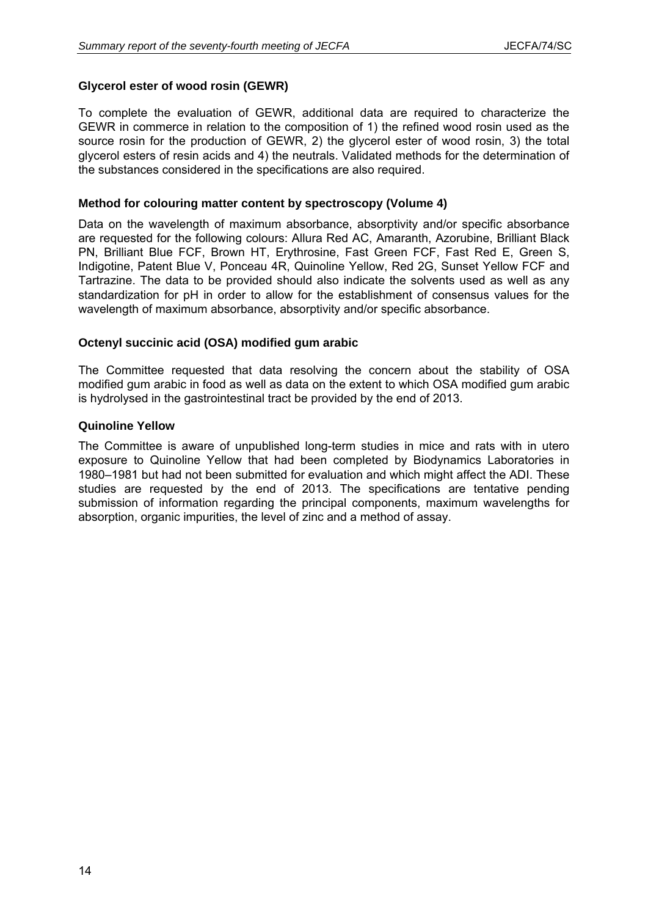**Glycerol ester of wood rosin (GEWR)**

To complete the evaluation of GEWR, additional data are required to characterize the GEWR in commerce in relation to the composition of 1) the refined wood rosin used as the source rosin for the production of GEWR, 2) the glycerol ester of wood rosin, 3) the total glycerol esters of resin acids and 4) the neutrals. Validated methods for the determination of the substances considered in the specifications are also required.

**Method for colouring matter content by spectroscopy (Volume 4)**

Data on the wavelength of maximum absorbance, absorptivity and/or specific absorbance are requested for the following colours: Allura Red AC, Amaranth, Azorubine, Brilliant Black PN, Brilliant Blue FCF, Brown HT, Erythrosine, Fast Green FCF, Fast Red E, Green S, Indigotine, Patent Blue V, Ponceau 4R, Quinoline Yellow, Red 2G, Sunset Yellow FCF and Tartrazine. The data to be provided should also indicate the solvents used as well as any standardization for pH in order to allow for the establishment of consensus values for the wavelength of maximum absorbance, absorptivity and/or specific absorbance.

**Octenyl succinic acid (OSA) modified gum arabic**

The Committee requested that data resolving the concern about the stability of OSA modified gum arabic in food as well as data on the extent to which OSA modified gum arabic is hydrolysed in the gastrointestinal tract be provided by the end of 2013.

**Quinoline Yellow**

The Committee is aware of unpublished long-term studies in mice and rats with in utero exposure to Quinoline Yellow that had been completed by Biodynamics Laboratories in 1980–1981 but had not been submitted for evaluation and which might affect the ADI. These studies are requested by the end of 2013. The specifications are tentative pending submission of information regarding the principal components, maximum wavelengths for absorption, organic impurities, the level of zinc and a method of assay.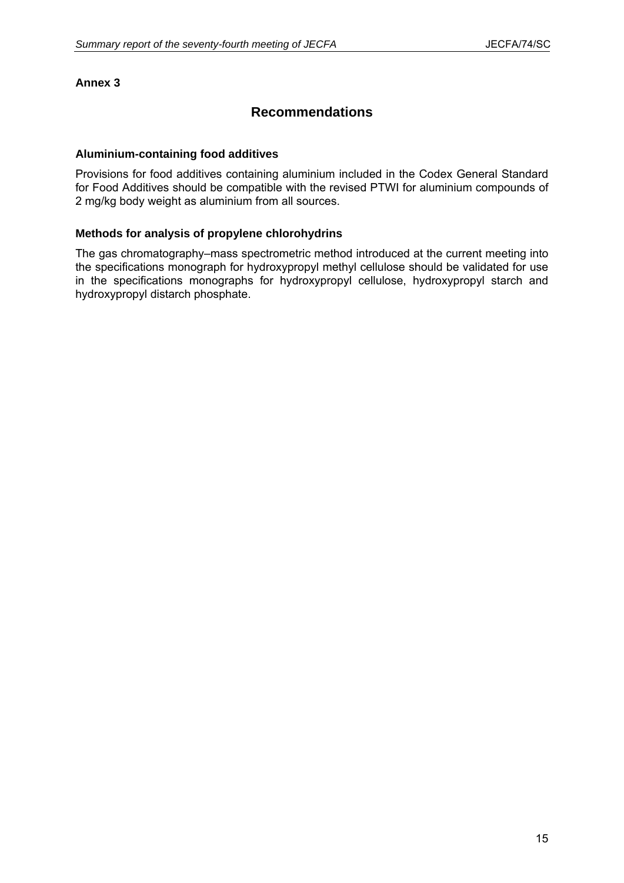**Annex 3**

# Recommendations

### Aluminium-containing food additives

Provisions for food additives containing aluminium included in the Codex General Standard for Food Additives should be compatible with the revised PTWI for aluminium compounds of 2 mg/kg body weight as aluminium from all sources.

### Methods for analysis of propylene chlorohydrins

The gas chromatography–mass spectrometric method introduced at the current meeting into the specifications monograph for hydroxypropyl methyl cellulose should be validated for use in the specifications monographs for hydroxypropyl cellulose, hydroxypropyl starch and hydroxypropyl distarch phosphate.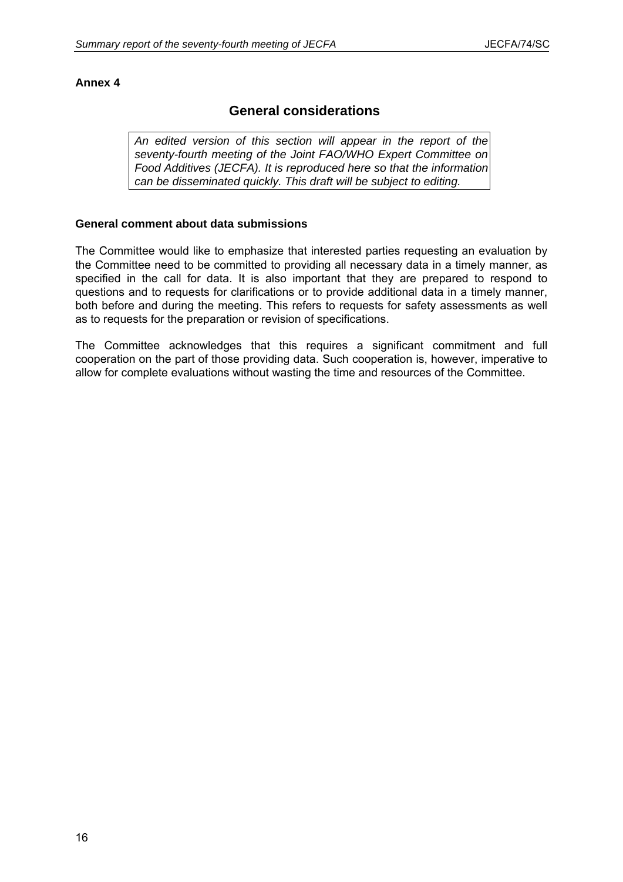**Annex 4**

# General considerations

*An edited version of this section will appear in the report of the seventy-fourth meeting of the Joint FAO/WHO Expert Committee on Food Additives (JECFA). It is reproduced here so that the information can be disseminated quickly. This draft will be subject to editing.*

**General comment about data submissions**

The Committee would like to emphasize that interested parties requesting an evaluation by the Committee need to be committed to providing all necessary data in a timely manner, as specified in the call for data. It is also important that they are prepared to respond to questions and to requests for clarifications or to provide additional data in a timely manner, both before and during the meeting. This refers to requests for safety assessments as well as to requests for the preparation or revision of specifications.

The Committee acknowledges that this requires a significant commitment and full cooperation on the part of those providing data. Such cooperation is, however, imperative to allow for complete evaluations without wasting the time and resources of the Committee.